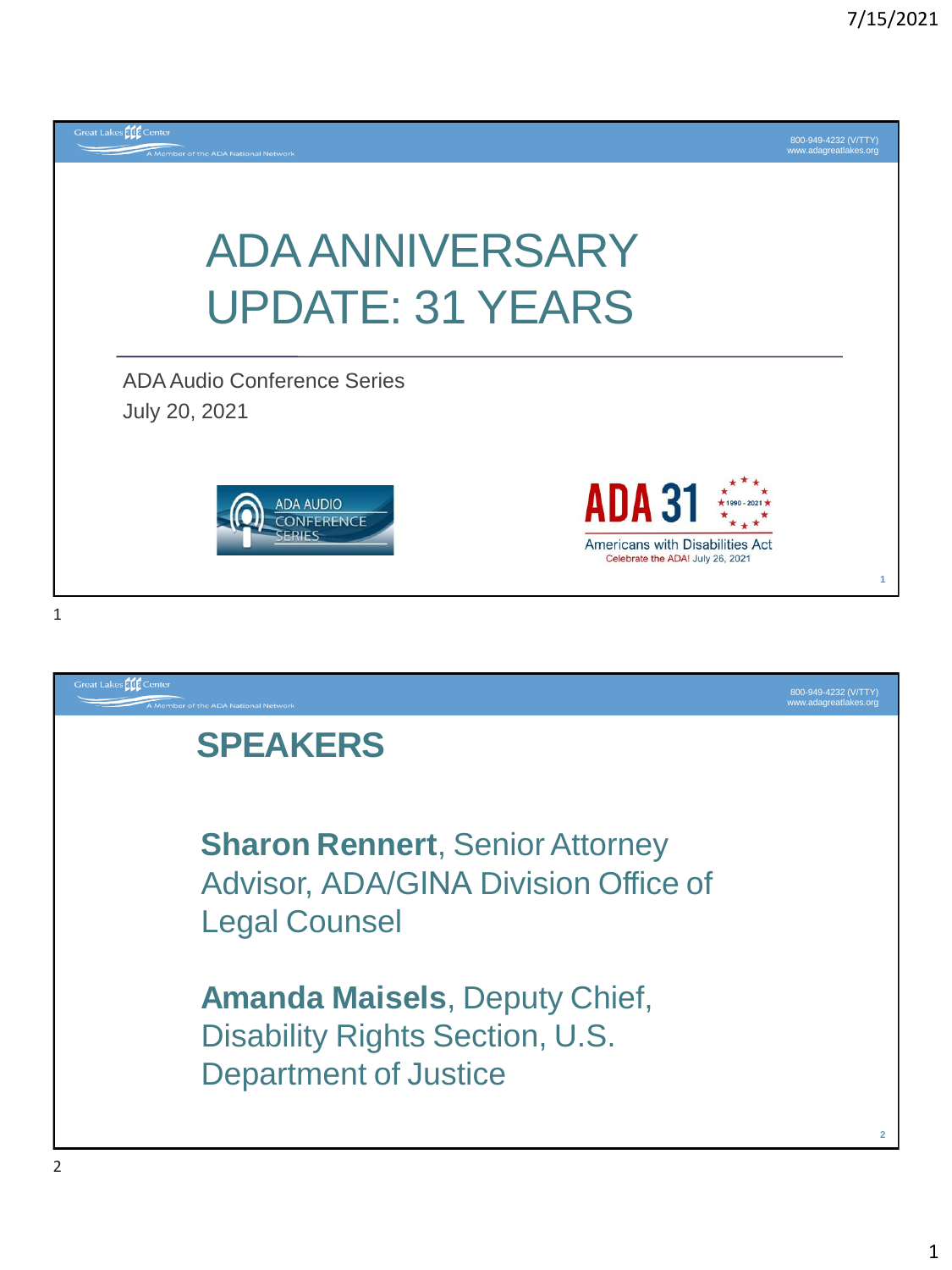# ADA ANNIVERSARY UPDATE: 31 YEARS

ADA Audio Conference Series

July 20, 2021

ADA AUDIO CONFERENCE SERIES

ADA 31 ★1990 - 2021★

Americans with Disabilities Act

Celebrate the ADA! July 26, 2021

## SPEAKERS

**Sharon Rennert**, Senior Attorney Advisor, ADA/GINA Division Office of Legal Counsel

**Amanda Maisels**, Deputy Chief, Disability Rights Section, U.S. Department of Justice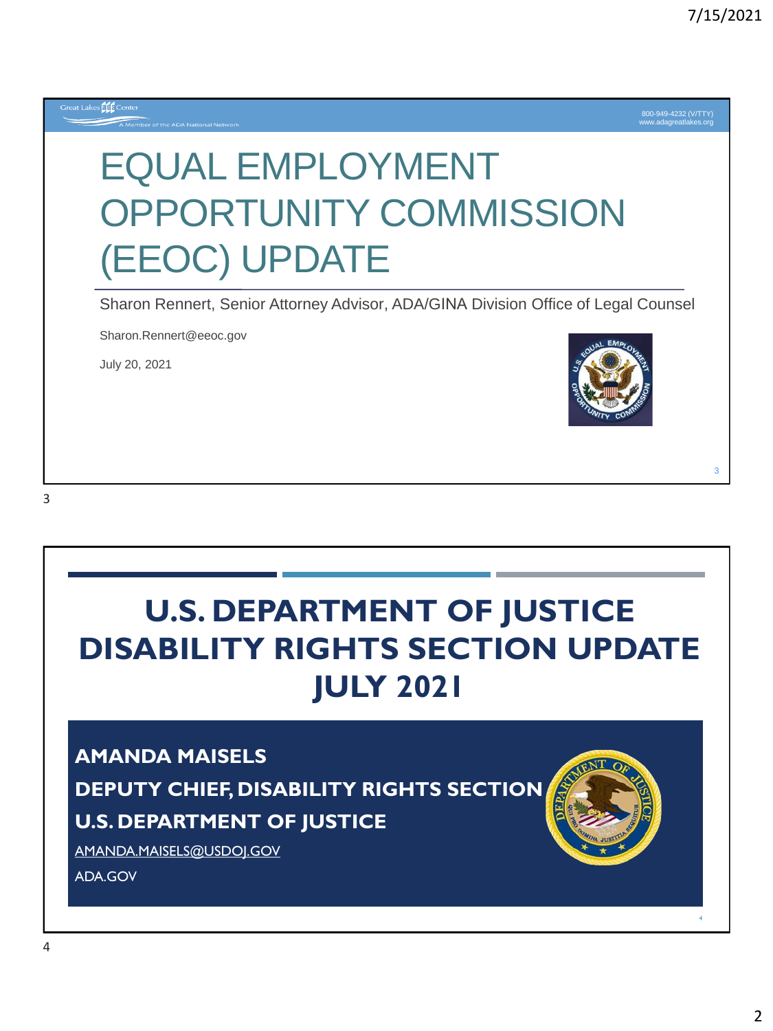Great Lakes ADA Center
A Member of the ADA National Network

800-949-4232 (V/TTY)
www.adagreatlakes.org

# EQUAL EMPLOYMENT OPPORTUNITY COMMISSION (EEOC) UPDATE

Sharon Rennert, Senior Attorney Advisor, ADA/GINA Division Office of Legal Counsel

Sharon.Rennert@eeoc.gov

July 20, 2021

# U.S. DEPARTMENT OF JUSTICE DISABILITY RIGHTS SECTION UPDATE JULY 2021

**AMANDA MAISELS**

**DEPUTY CHIEF, DISABILITY RIGHTS SECTION**

**U.S. DEPARTMENT OF JUSTICE**

AMANDA.MAISELS@USDOJ.GOV

ADA.GOV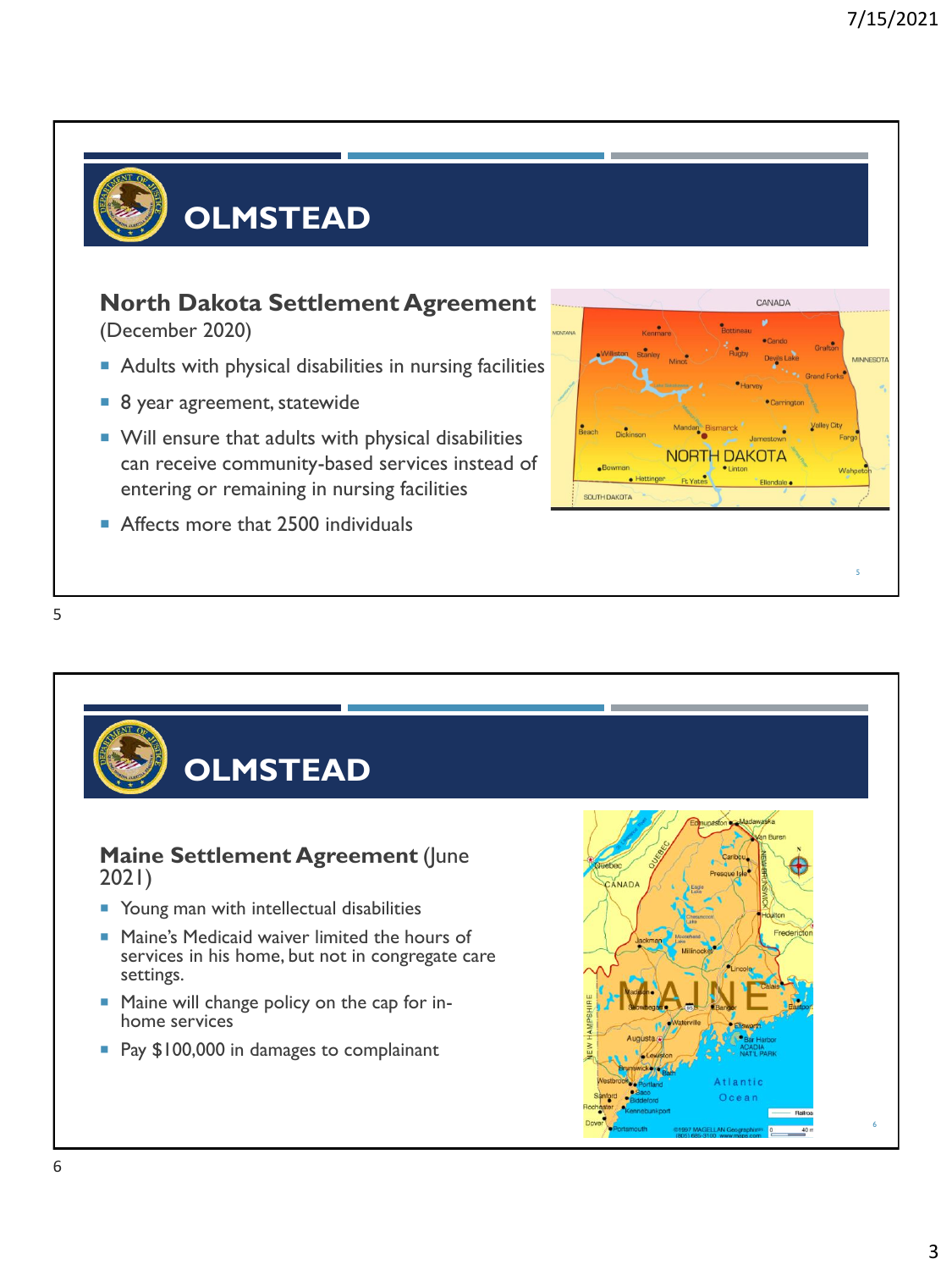## OLMSTEAD

**North Dakota Settlement Agreement** (December 2020)

- Adults with physical disabilities in nursing facilities
- 8 year agreement, statewide
- Will ensure that adults with physical disabilities can receive community-based services instead of entering or remaining in nursing facilities
- Affects more that 2500 individuals

## OLMSTEAD

**Maine Settlement Agreement** (June 2021)

- Young man with intellectual disabilities
- Maine's Medicaid waiver limited the hours of services in his home, but not in congregate care settings.
- Maine will change policy on the cap for in-home services
- Pay $100,000 in damages to complainant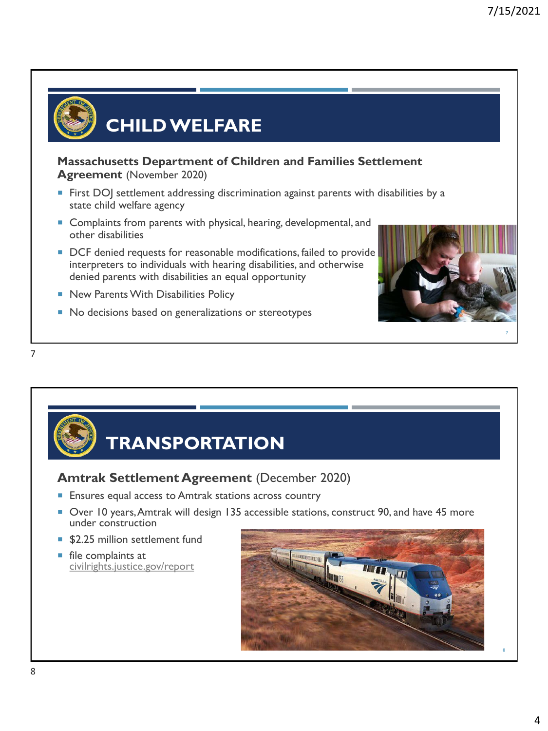# CHILD WELFARE

**Massachusetts Department of Children and Families Settlement Agreement** (November 2020)

- First DOJ settlement addressing discrimination against parents with disabilities by a state child welfare agency
- Complaints from parents with physical, hearing, developmental, and other disabilities
- DCF denied requests for reasonable modifications, failed to provide interpreters to individuals with hearing disabilities, and otherwise denied parents with disabilities an equal opportunity
- New Parents With Disabilities Policy
- No decisions based on generalizations or stereotypes

# TRANSPORTATION

**Amtrak Settlement Agreement** (December 2020)

- Ensures equal access to Amtrak stations across country
- Over 10 years, Amtrak will design 135 accessible stations, construct 90, and have 45 more under construction
- $2.25 million settlement fund
- file complaints at civilrights.justice.gov/report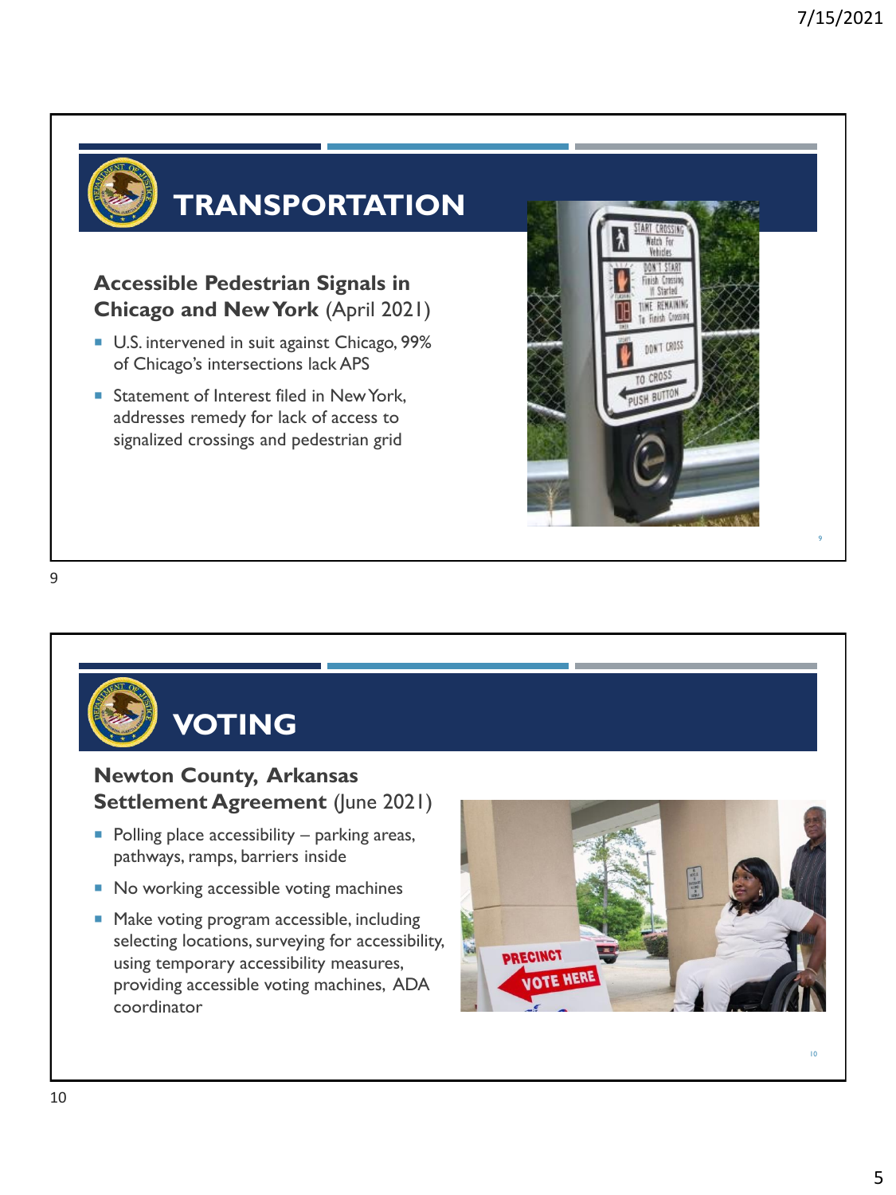# TRANSPORTATION

### Accessible Pedestrian Signals in Chicago and New York (April 2021)

- U.S. intervened in suit against Chicago, 99% of Chicago's intersections lack APS
- Statement of Interest filed in New York, addresses remedy for lack of access to signalized crossings and pedestrian grid

# VOTING

### Newton County, Arkansas Settlement Agreement (June 2021)

- Polling place accessibility – parking areas, pathways, ramps, barriers inside
- No working accessible voting machines
- Make voting program accessible, including selecting locations, surveying for accessibility, using temporary accessibility measures, providing accessible voting machines, ADA coordinator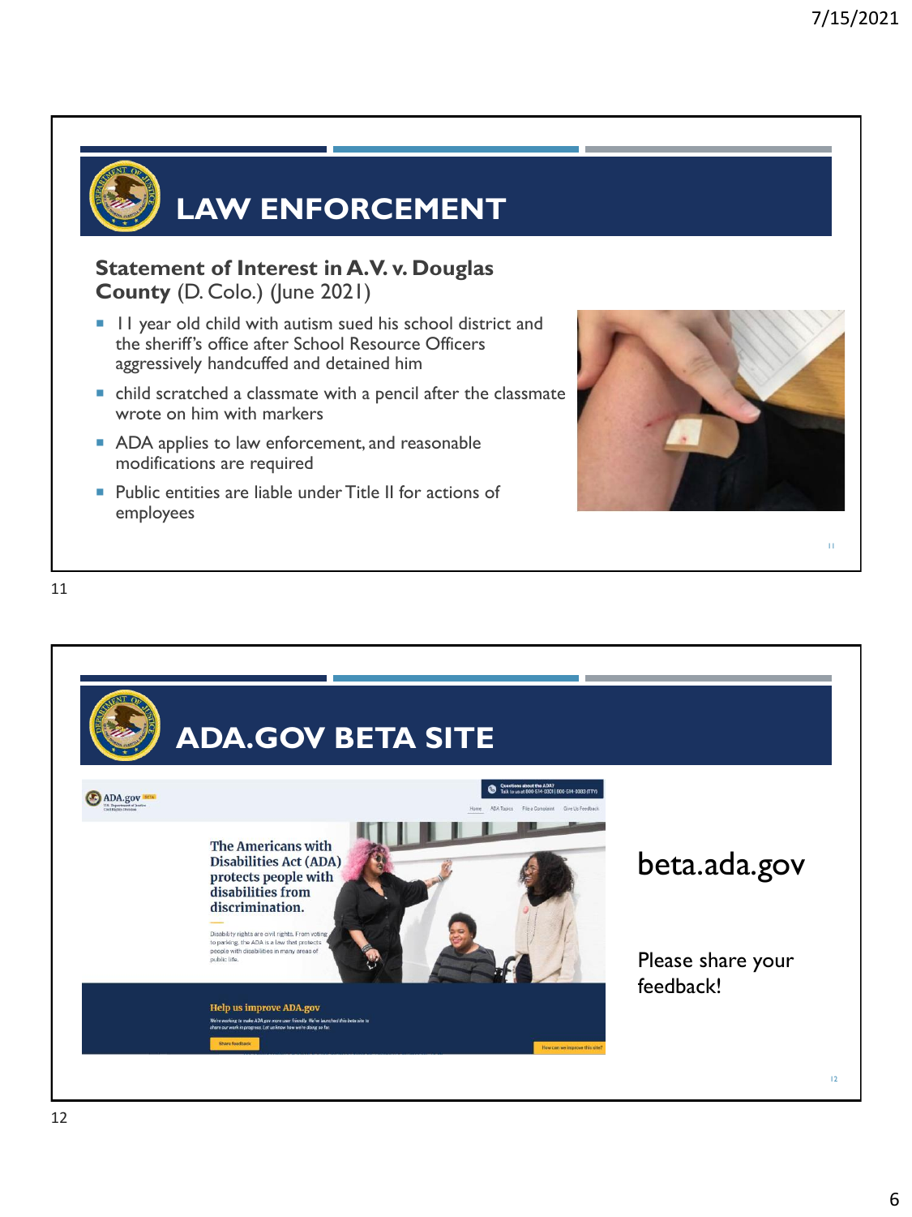# LAW ENFORCEMENT

**Statement of Interest in A.V. v. Douglas County** (D. Colo.) (June 2021)

- 11 year old child with autism sued his school district and the sheriff's office after School Resource Officers aggressively handcuffed and detained him
- child scratched a classmate with a pencil after the classmate wrote on him with markers
- ADA applies to law enforcement, and reasonable modifications are required
- Public entities are liable under Title II for actions of employees

# ADA.GOV BETA SITE

beta.ada.gov

Please share your feedback!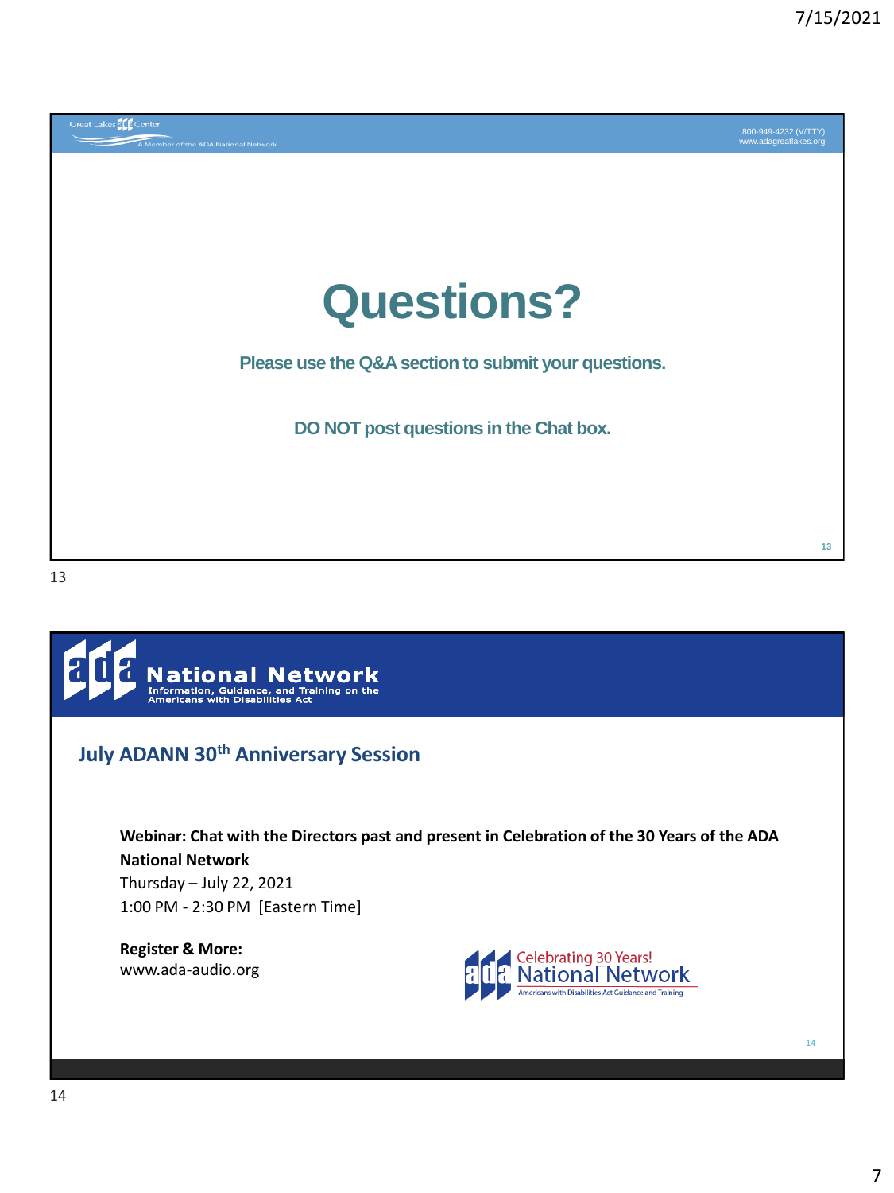Great Lakes ADA Center
A Member of the ADA National Network

800-949-4232 (V/TTY)
www.adagreatlakes.org

# Questions?

**Please use the Q&A section to submit your questions.**

**DO NOT post questions in the Chat box.**

ADA National Network
Information, Guidance, and Training on the Americans with Disabilities Act

## July ADANN 30th Anniversary Session

**Webinar: Chat with the Directors past and present in Celebration of the 30 Years of the ADA National Network**
Thursday – July 22, 2021
1:00 PM - 2:30 PM [Eastern Time]

**Register & More:**
www.ada-audio.org

Celebrating 30 Years!
ADA National Network
Americans with Disabilities Act Guidance and Training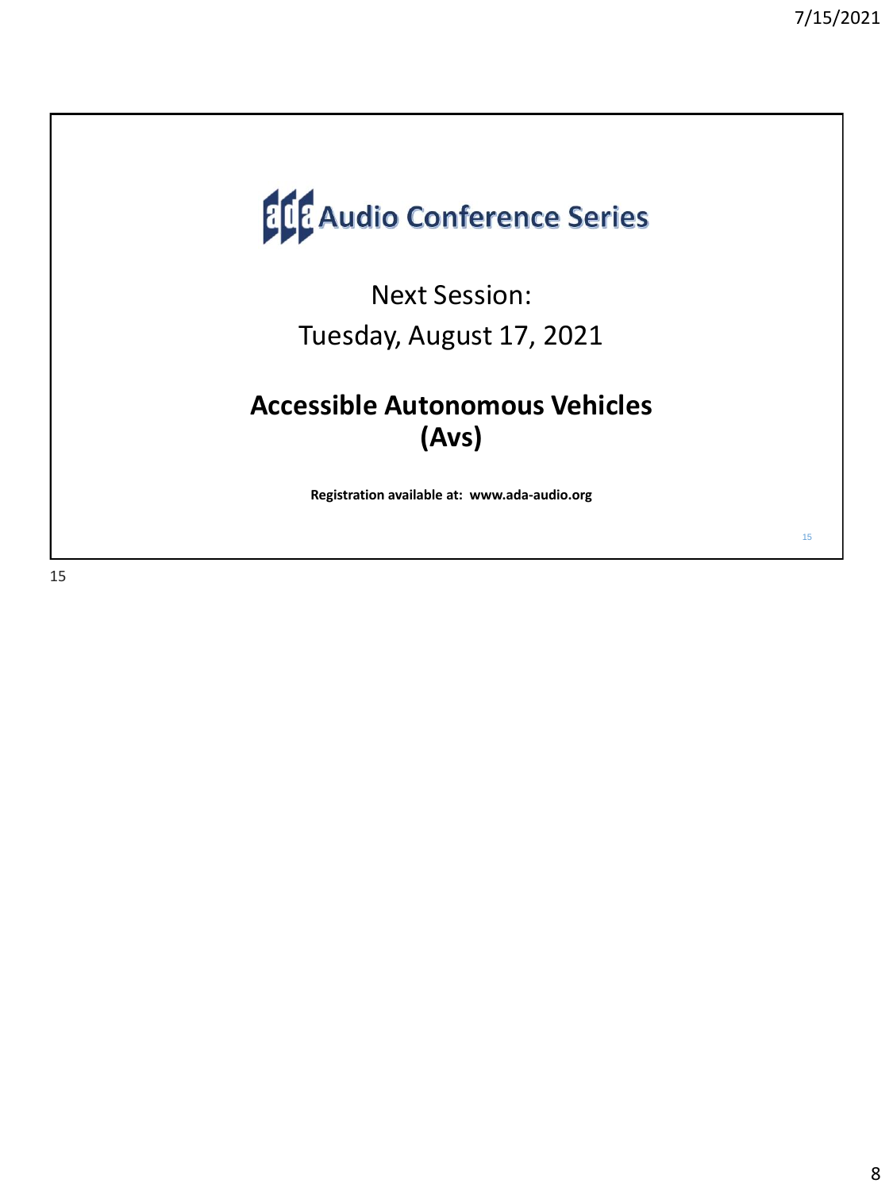## ADA Audio Conference Series

Next Session:

Tuesday, August 17, 2021

**Accessible Autonomous Vehicles (Avs)**

**Registration available at: www.ada-audio.org**